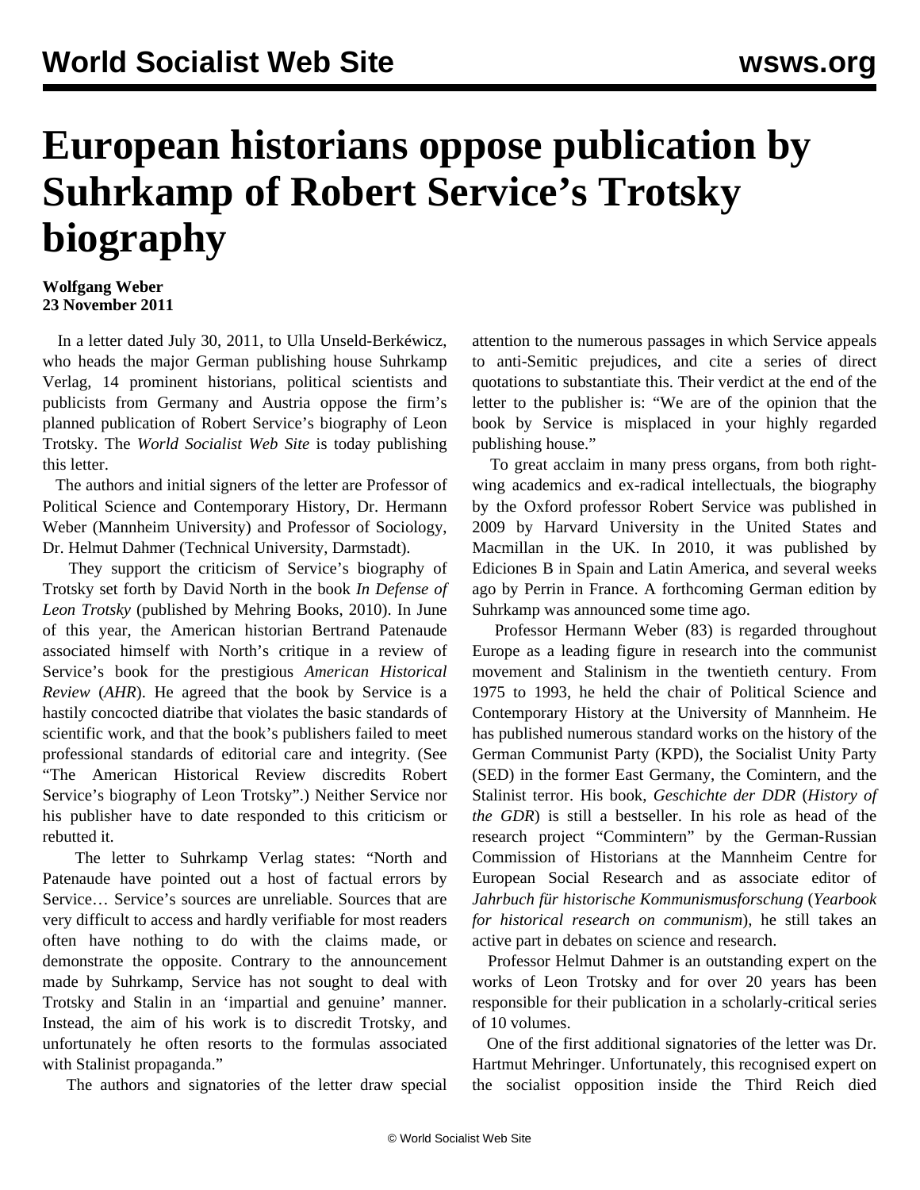# European historians oppose publication by Suhrkamp of Robert Service's Trotsky biography

**Wolfgang Weber**
**23 November 2011**

In a letter dated July 30, 2011, to Ulla Unseld-Berkéwicz, who heads the major German publishing house Suhrkamp Verlag, 14 prominent historians, political scientists and publicists from Germany and Austria oppose the firm's planned publication of Robert Service's biography of Leon Trotsky. The *World Socialist Web Site* is today publishing this letter.

The authors and initial signers of the letter are Professor of Political Science and Contemporary History, Dr. Hermann Weber (Mannheim University) and Professor of Sociology, Dr. Helmut Dahmer (Technical University, Darmstadt).

They support the criticism of Service's biography of Trotsky set forth by David North in the book *In Defense of Leon Trotsky* (published by Mehring Books, 2010). In June of this year, the American historian Bertrand Patenaude associated himself with North's critique in a review of Service's book for the prestigious *American Historical Review* (*AHR*). He agreed that the book by Service is a hastily concocted diatribe that violates the basic standards of scientific work, and that the book's publishers failed to meet professional standards of editorial care and integrity. (See "The American Historical Review discredits Robert Service's biography of Leon Trotsky".) Neither Service nor his publisher have to date responded to this criticism or rebutted it.

The letter to Suhrkamp Verlag states: "North and Patenaude have pointed out a host of factual errors by Service… Service's sources are unreliable. Sources that are very difficult to access and hardly verifiable for most readers often have nothing to do with the claims made, or demonstrate the opposite. Contrary to the announcement made by Suhrkamp, Service has not sought to deal with Trotsky and Stalin in an 'impartial and genuine' manner. Instead, the aim of his work is to discredit Trotsky, and unfortunately he often resorts to the formulas associated with Stalinist propaganda."

The authors and signatories of the letter draw special attention to the numerous passages in which Service appeals to anti-Semitic prejudices, and cite a series of direct quotations to substantiate this. Their verdict at the end of the letter to the publisher is: "We are of the opinion that the book by Service is misplaced in your highly regarded publishing house."

To great acclaim in many press organs, from both right-wing academics and ex-radical intellectuals, the biography by the Oxford professor Robert Service was published in 2009 by Harvard University in the United States and Macmillan in the UK. In 2010, it was published by Ediciones B in Spain and Latin America, and several weeks ago by Perrin in France. A forthcoming German edition by Suhrkamp was announced some time ago.

Professor Hermann Weber (83) is regarded throughout Europe as a leading figure in research into the communist movement and Stalinism in the twentieth century. From 1975 to 1993, he held the chair of Political Science and Contemporary History at the University of Mannheim. He has published numerous standard works on the history of the German Communist Party (KPD), the Socialist Unity Party (SED) in the former East Germany, the Comintern, and the Stalinist terror. His book, *Geschichte der DDR* (*History of the GDR*) is still a bestseller. In his role as head of the research project "Commintern" by the German-Russian Commission of Historians at the Mannheim Centre for European Social Research and as associate editor of *Jahrbuch für historische Kommunismusforschung* (*Yearbook for historical research on communism*), he still takes an active part in debates on science and research.

Professor Helmut Dahmer is an outstanding expert on the works of Leon Trotsky and for over 20 years has been responsible for their publication in a scholarly-critical series of 10 volumes.

One of the first additional signatories of the letter was Dr. Hartmut Mehringer. Unfortunately, this recognised expert on the socialist opposition inside the Third Reich died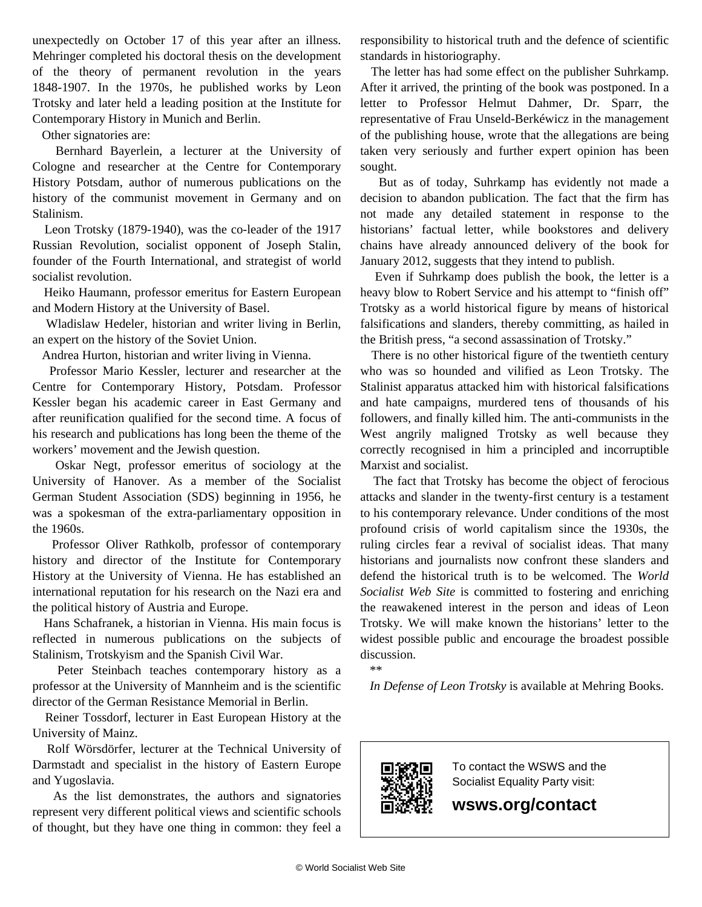unexpectedly on October 17 of this year after an illness. Mehringer completed his doctoral thesis on the development of the theory of permanent revolution in the years 1848-1907. In the 1970s, he published works by Leon Trotsky and later held a leading position at the Institute for Contemporary History in Munich and Berlin.

Other signatories are:

Bernhard Bayerlein, a lecturer at the University of Cologne and researcher at the Centre for Contemporary History Potsdam, author of numerous publications on the history of the communist movement in Germany and on Stalinism.

Leon Trotsky (1879-1940), was the co-leader of the 1917 Russian Revolution, socialist opponent of Joseph Stalin, founder of the Fourth International, and strategist of world socialist revolution.

Heiko Haumann, professor emeritus for Eastern European and Modern History at the University of Basel.

Wladislaw Hedeler, historian and writer living in Berlin, an expert on the history of the Soviet Union.

Andrea Hurton, historian and writer living in Vienna.

Professor Mario Kessler, lecturer and researcher at the Centre for Contemporary History, Potsdam. Professor Kessler began his academic career in East Germany and after reunification qualified for the second time. A focus of his research and publications has long been the theme of the workers' movement and the Jewish question.

Oskar Negt, professor emeritus of sociology at the University of Hanover. As a member of the Socialist German Student Association (SDS) beginning in 1956, he was a spokesman of the extra-parliamentary opposition in the 1960s.

Professor Oliver Rathkolb, professor of contemporary history and director of the Institute for Contemporary History at the University of Vienna. He has established an international reputation for his research on the Nazi era and the political history of Austria and Europe.

Hans Schafranek, a historian in Vienna. His main focus is reflected in numerous publications on the subjects of Stalinism, Trotskyism and the Spanish Civil War.

Peter Steinbach teaches contemporary history as a professor at the University of Mannheim and is the scientific director of the German Resistance Memorial in Berlin.

Reiner Tossdorf, lecturer in East European History at the University of Mainz.

Rolf Wörsdörfer, lecturer at the Technical University of Darmstadt and specialist in the history of Eastern Europe and Yugoslavia.

As the list demonstrates, the authors and signatories represent very different political views and scientific schools of thought, but they have one thing in common: they feel a responsibility to historical truth and the defence of scientific standards in historiography.

The letter has had some effect on the publisher Suhrkamp. After it arrived, the printing of the book was postponed. In a letter to Professor Helmut Dahmer, Dr. Sparr, the representative of Frau Unseld-Berkéwicz in the management of the publishing house, wrote that the allegations are being taken very seriously and further expert opinion has been sought.

But as of today, Suhrkamp has evidently not made a decision to abandon publication. The fact that the firm has not made any detailed statement in response to the historians' factual letter, while bookstores and delivery chains have already announced delivery of the book for January 2012, suggests that they intend to publish.

Even if Suhrkamp does publish the book, the letter is a heavy blow to Robert Service and his attempt to "finish off" Trotsky as a world historical figure by means of historical falsifications and slanders, thereby committing, as hailed in the British press, "a second assassination of Trotsky."

There is no other historical figure of the twentieth century who was so hounded and vilified as Leon Trotsky. The Stalinist apparatus attacked him with historical falsifications and hate campaigns, murdered tens of thousands of his followers, and finally killed him. The anti-communists in the West angrily maligned Trotsky as well because they correctly recognised in him a principled and incorruptible Marxist and socialist.

The fact that Trotsky has become the object of ferocious attacks and slander in the twenty-first century is a testament to his contemporary relevance. Under conditions of the most profound crisis of world capitalism since the 1930s, the ruling circles fear a revival of socialist ideas. That many historians and journalists now confront these slanders and defend the historical truth is to be welcomed. The *World Socialist Web Site* is committed to fostering and enriching the reawakened interest in the person and ideas of Leon Trotsky. We will make known the historians' letter to the widest possible public and encourage the broadest possible discussion.

**

*In Defense of Leon Trotsky* is available at Mehring Books.

To contact the WSWS and the Socialist Equality Party visit:

**wsws.org/contact**